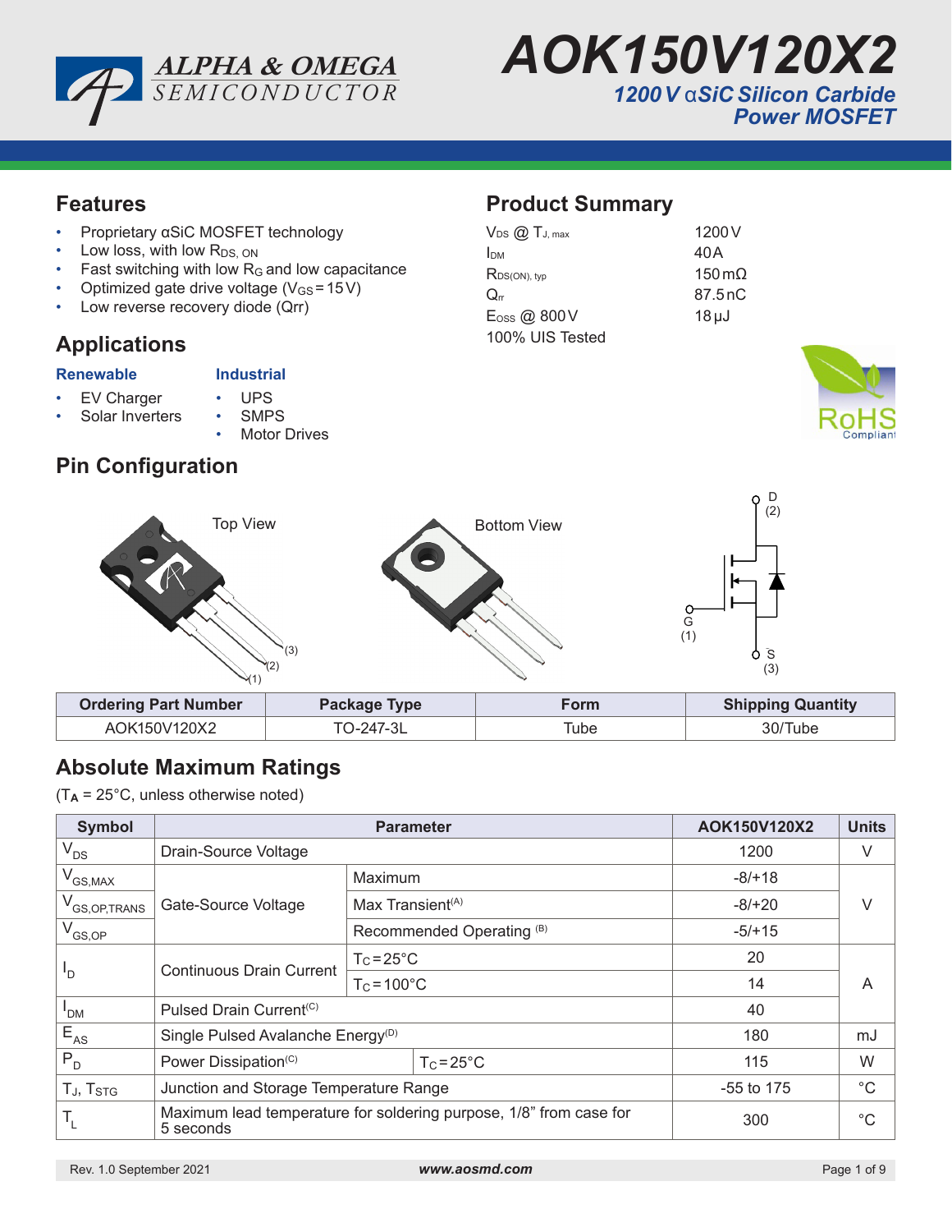# AOK150V120X2

***1200 V αSiC Silicon Carbide Power MOSFET***

## Features

- Proprietary αSiC MOSFET technology
- Low loss, with low $R_{DS, ON}$
- Fast switching with low $R_G$ and low capacitance
- Optimized gate drive voltage ($V_{GS}$ = 15 V)
- Low reverse recovery diode (Qrr)

## Applications

**Renewable**
- EV Charger
- Solar Inverters

**Industrial**
- UPS
- SMPS
- Motor Drives

## Product Summary

| | |
|---|---|
| $V_{DS}$ @ $T_{J, max}$ | 1200 V |
| $I_{DM}$ | 40 A |
| $R_{DS(ON), typ}$ | 150 mΩ |
| $Q_{rr}$ | 87.5 nC |
| $E_{OSS}$ @ 800 V | 18 µJ |
| 100% UIS Tested | |

RoHS Compliant

## Pin Configuration

Top View

Bottom View

D (2), G (1), S (3)

| Ordering Part Number | Package Type | Form | Shipping Quantity |
|---|---|---|---|
| AOK150V120X2 | TO-247-3L | Tube | 30/Tube |

## Absolute Maximum Ratings

($T_A$ = 25°C, unless otherwise noted)

| Symbol | Parameter | | AOK150V120X2 | Units |
|---|---|---|---|---|
| $V_{DS}$ | Drain-Source Voltage | | 1200 | V |
| $V_{GS,MAX}$ | Gate-Source Voltage | Maximum | -8/+18 | V |
| $V_{GS,OP,TRANS}$ | | Max Transient(A) | -8/+20 | |
| $V_{GS,OP}$ | | Recommended Operating (B) | -5/+15 | |
| $I_D$ | Continuous Drain Current | $T_C$ = 25°C | 20 | A |
| | | $T_C$ = 100°C | 14 | |
| $I_{DM}$ | Pulsed Drain Current(C) | | 40 | |
| $E_{AS}$ | Single Pulsed Avalanche Energy(D) | | 180 | mJ |
| $P_D$ | Power Dissipation(C) | $T_C$ = 25°C | 115 | W |
| $T_J$, $T_{STG}$ | Junction and Storage Temperature Range | | -55 to 175 | °C |
| $T_L$ | Maximum lead temperature for soldering purpose, 1/8” from case for 5 seconds | | 300 | °C |

Rev. 1.0 September 2021 www.aosmd.com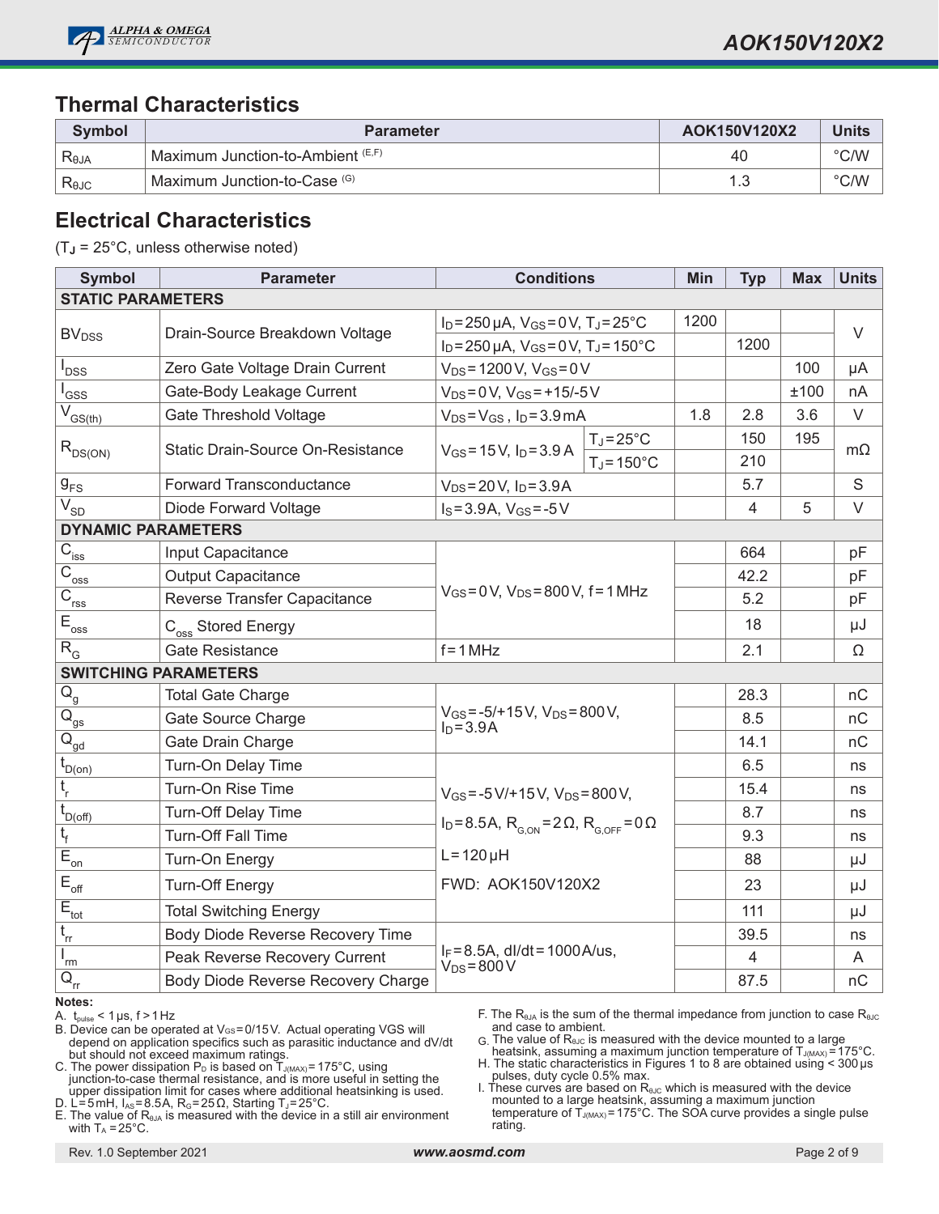## Thermal Characteristics

| Symbol | Parameter | AOK150V120X2 | Units |
|---|---|---|---|
| $R_{\theta JA}$ | Maximum Junction-to-Ambient (E,F) | 40 | °C/W |
| $R_{\theta JC}$ | Maximum Junction-to-Case (G) | 1.3 | °C/W |

## Electrical Characteristics

($T_J$ = 25°C, unless otherwise noted)

| Symbol | Parameter | Conditions | | Min | Typ | Max | Units |
|---|---|---|---|---|---|---|---|
| **STATIC PARAMETERS** | | | | | | | |
| $BV_{DSS}$ | Drain-Source Breakdown Voltage | $I_D$=250µA, $V_{GS}$=0V, $T_J$=25°C | | 1200 | | | V |
| | | $I_D$=250µA, $V_{GS}$=0V, $T_J$=150°C | | | 1200 | | |
| $I_{DSS}$ | Zero Gate Voltage Drain Current | $V_{DS}$=1200V, $V_{GS}$=0V | | | | 100 | µA |
| $I_{GSS}$ | Gate-Body Leakage Current | $V_{DS}$=0V, $V_{GS}$=+15/-5V | | | | ±100 | nA |
| $V_{GS(th)}$ | Gate Threshold Voltage | $V_{DS}$=$V_{GS}$, $I_D$=3.9mA | | 1.8 | 2.8 | 3.6 | V |
| $R_{DS(ON)}$ | Static Drain-Source On-Resistance | $V_{GS}$=15V, $I_D$=3.9A | $T_J$=25°C | | 150 | 195 | mΩ |
| | | | $T_J$=150°C | | 210 | | |
| $g_{FS}$ | Forward Transconductance | $V_{DS}$=20V, $I_D$=3.9A | | | 5.7 | | S |
| $V_{SD}$ | Diode Forward Voltage | $I_S$=3.9A, $V_{GS}$=-5V | | | 4 | 5 | V |
| **DYNAMIC PARAMETERS** | | | | | | | |
| $C_{iss}$ | Input Capacitance | $V_{GS}$=0V, $V_{DS}$=800V, f=1MHz | | | 664 | | pF |
| $C_{oss}$ | Output Capacitance | | | | 42.2 | | pF |
| $C_{rss}$ | Reverse Transfer Capacitance | | | | 5.2 | | pF |
| $E_{oss}$ | $C_{oss}$ Stored Energy | | | | 18 | | µJ |
| $R_G$ | Gate Resistance | f=1MHz | | | 2.1 | | Ω |
| **SWITCHING PARAMETERS** | | | | | | | |
| $Q_g$ | Total Gate Charge | $V_{GS}$=-5/+15V, $V_{DS}$=800V, $I_D$=3.9A | | | 28.3 | | nC |
| $Q_{gs}$ | Gate Source Charge | | | | 8.5 | | nC |
| $Q_{gd}$ | Gate Drain Charge | | | | 14.1 | | nC |
| $t_{D(on)}$ | Turn-On Delay Time | $V_{GS}$=-5V/+15V, $V_{DS}$=800V, $I_D$=8.5A, $R_{G,ON}$=2Ω, $R_{G,OFF}$=0Ω, L=120µH, FWD: AOK150V120X2 | | | 6.5 | | ns |
| $t_r$ | Turn-On Rise Time | | | | 15.4 | | ns |
| $t_{D(off)}$ | Turn-Off Delay Time | | | | 8.7 | | ns |
| $t_f$ | Turn-Off Fall Time | | | | 9.3 | | ns |
| $E_{on}$ | Turn-On Energy | | | | 88 | | µJ |
| $E_{off}$ | Turn-Off Energy | | | | 23 | | µJ |
| $E_{tot}$ | Total Switching Energy | | | | 111 | | µJ |
| $t_{rr}$ | Body Diode Reverse Recovery Time | $I_F$=8.5A, dI/dt=1000A/us, $V_{DS}$=800V | | | 39.5 | | ns |
| $I_{rm}$ | Peak Reverse Recovery Current | | | | 4 | | A |
| $Q_{rr}$ | Body Diode Reverse Recovery Charge | | | | 87.5 | | nC |

**Notes:**

A. $t_{pulse}$ < 1µs, f > 1Hz

B. Device can be operated at $V_{GS}$=0/15V. Actual operating VGS will depend on application specifics such as parasitic inductance and dV/dt but should not exceed maximum ratings.

C. The power dissipation $P_D$ is based on $T_{J(MAX)}$=175°C, using junction-to-case thermal resistance, and is more useful in setting the upper dissipation limit for cases where additional heatsinking is used.

D. L=5mH, $I_{AS}$=8.5A, $R_G$=25Ω, Starting $T_J$=25°C.

E. The value of $R_{\theta JA}$ is measured with the device in a still air environment with $T_A$ =25°C.

F. The $R_{\theta JA}$ is the sum of the thermal impedance from junction to case $R_{\theta JC}$ and case to ambient.

G. The value of $R_{\theta JC}$ is measured with the device mounted to a large heatsink, assuming a maximum junction temperature of $T_{J(MAX)}$=175°C.

H. The static characteristics in Figures 1 to 8 are obtained using < 300µs pulses, duty cycle 0.5% max.

I. These curves are based on $R_{\theta JC}$ which is measured with the device mounted to a large heatsink, assuming a maximum junction temperature of $T_{J(MAX)}$=175°C. The SOA curve provides a single pulse rating.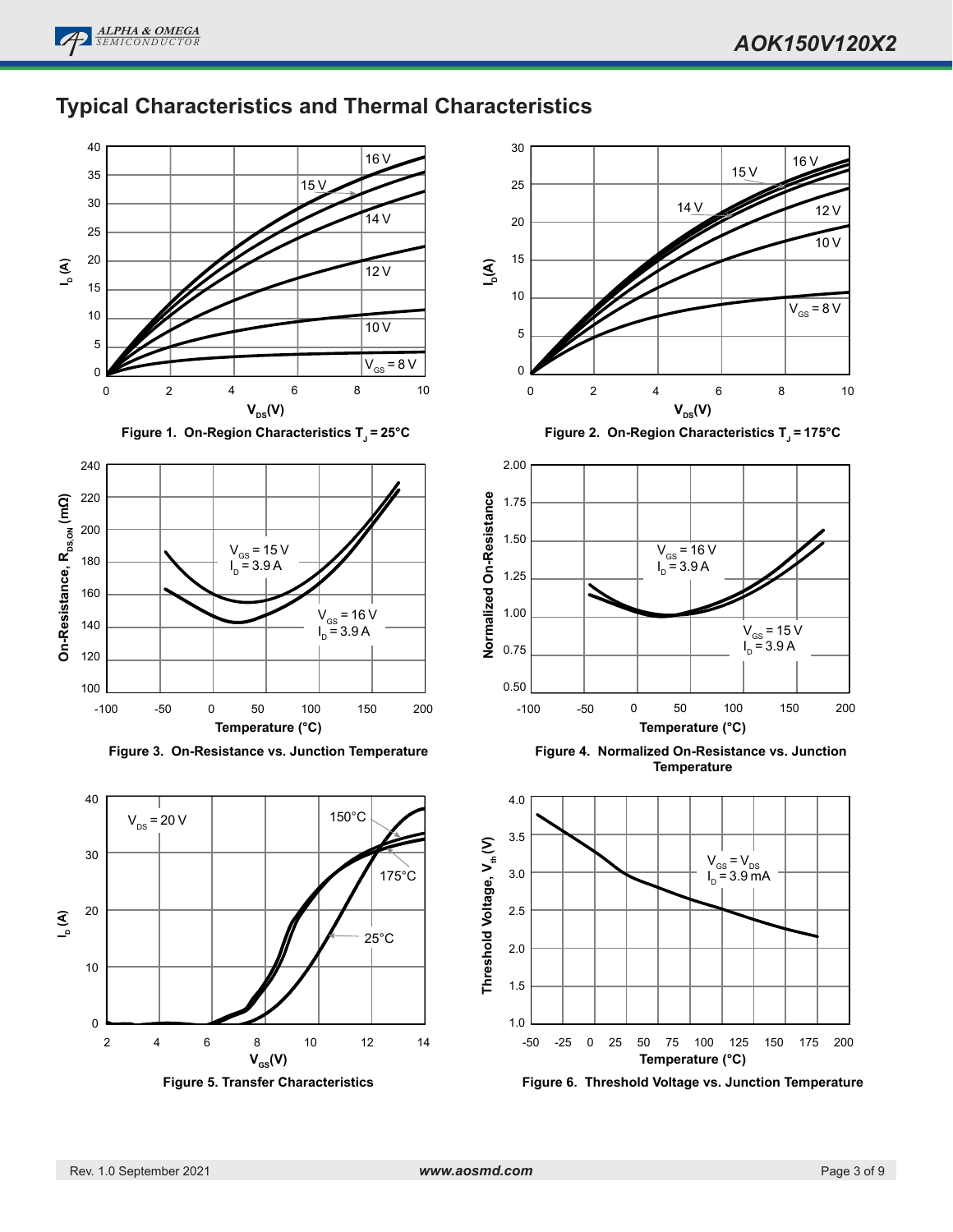## Typical Characteristics and Thermal Characteristics

Figure 1. On-Region Characteristics $T_J = 25°C$

Figure 2. On-Region Characteristics $T_J = 175°C$

Figure 3. On-Resistance vs. Junction Temperature

Figure 4. Normalized On-Resistance vs. Junction Temperature

Figure 5. Transfer Characteristics

Figure 6. Threshold Voltage vs. Junction Temperature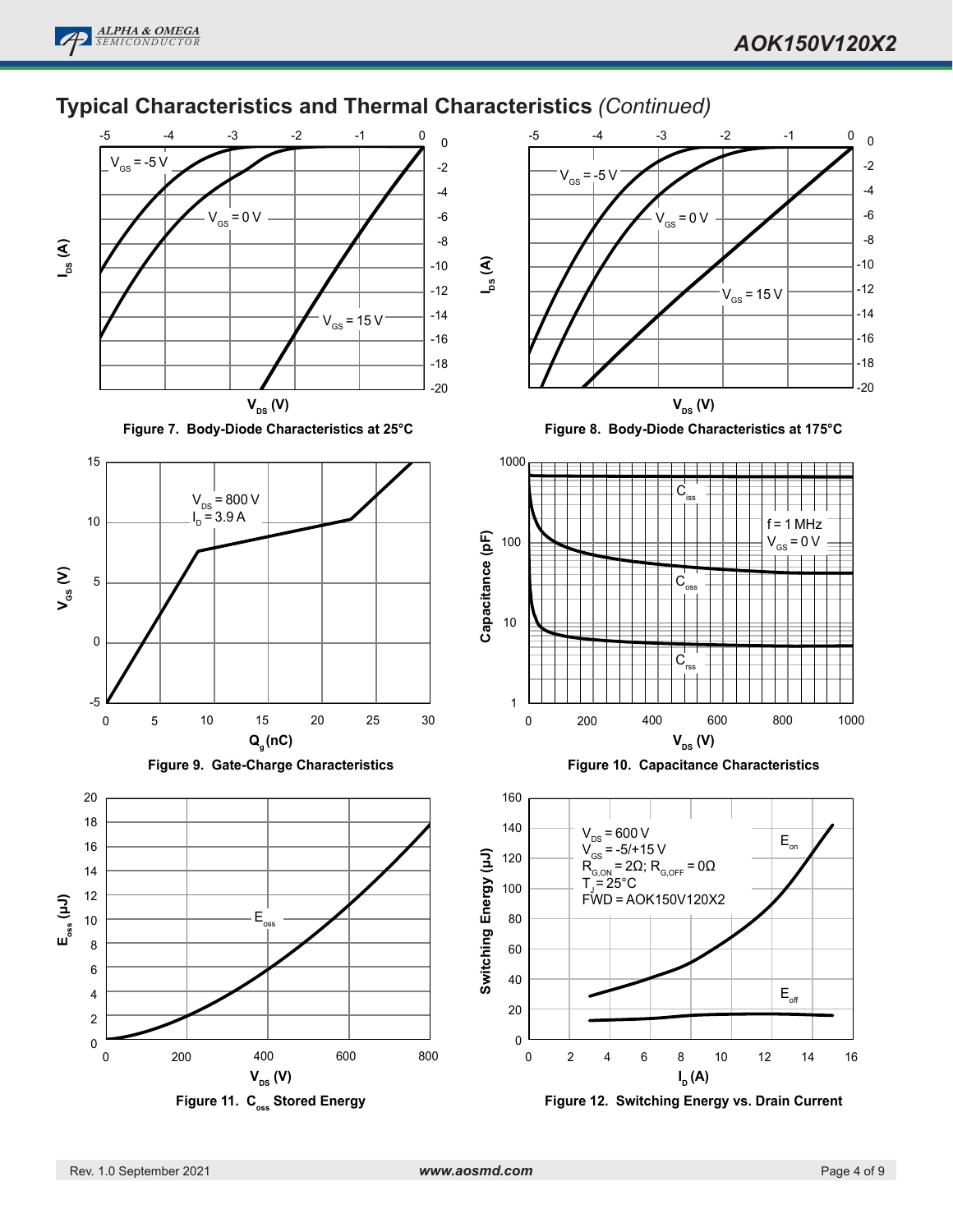## Typical Characteristics and Thermal Characteristics *(Continued)*

Figure 7. Body-Diode Characteristics at 25°C

Figure 8. Body-Diode Characteristics at 175°C

Figure 9. Gate-Charge Characteristics

Figure 10. Capacitance Characteristics

Figure 11. $C_{oss}$ Stored Energy

Figure 12. Switching Energy vs. Drain Current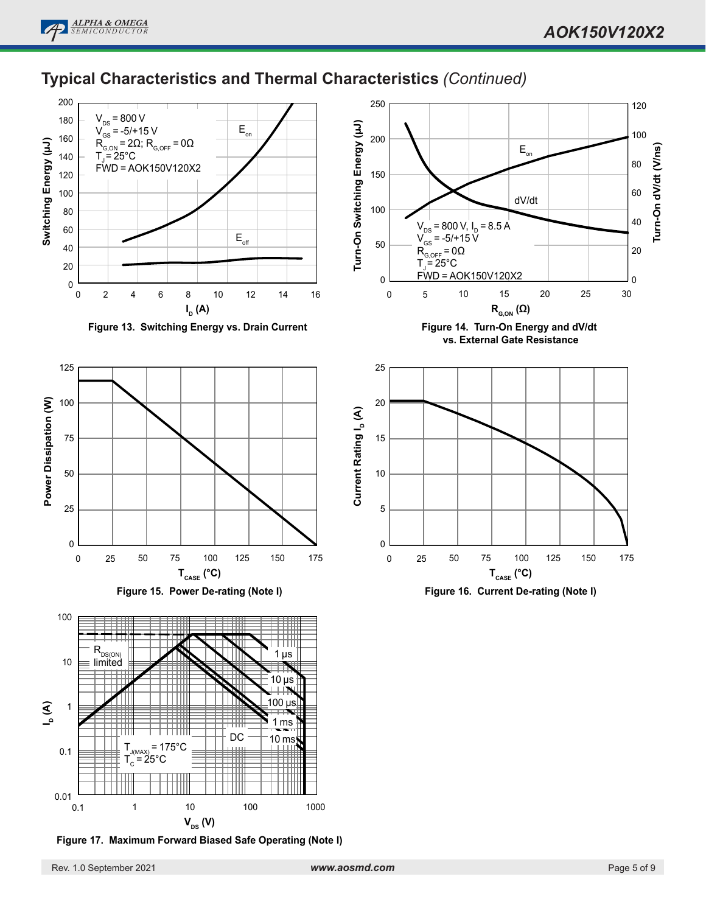## Typical Characteristics and Thermal Characteristics *(Continued)*

$V_{DS}$ = 800 V
$V_{GS}$ = -5/+15 V
$R_{G,ON}$ = 2Ω; $R_{G,OFF}$ = 0Ω
$T_J$ = 25°C
FWD = AOK150V120X2

**Figure 13. Switching Energy vs. Drain Current**

$V_{DS}$ = 800 V, $I_D$ = 8.5 A
$V_{GS}$ = -5/+15 V
$R_{G,OFF}$ = 0Ω
$T_J$ = 25°C
FWD = AOK150V120X2

**Figure 14. Turn-On Energy and dV/dt vs. External Gate Resistance**

**Figure 15. Power De-rating (Note I)**

**Figure 16. Current De-rating (Note I)**

$T_{J(MAX)}$ = 175°C
$T_C$ = 25°C

**Figure 17. Maximum Forward Biased Safe Operating (Note I)**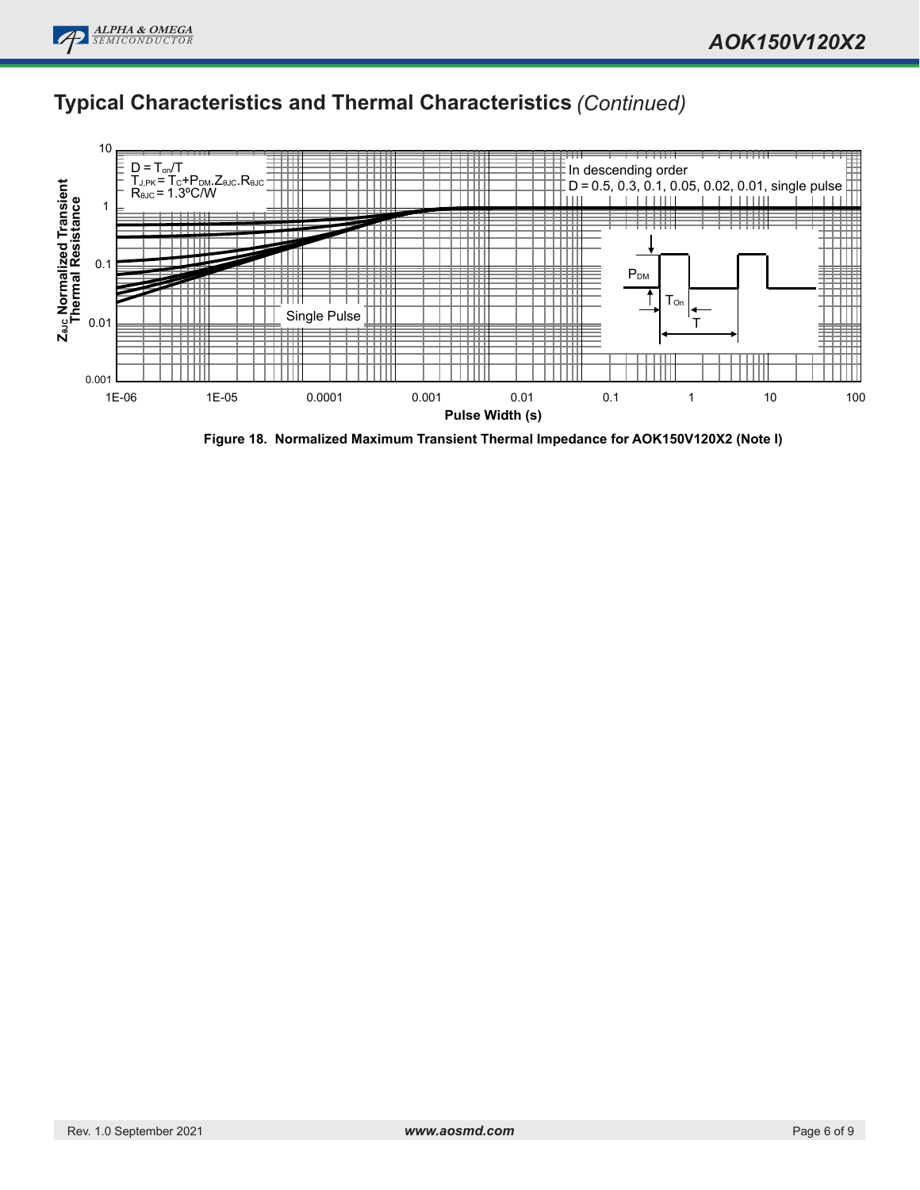## Typical Characteristics and Thermal Characteristics *(Continued)*

$D = T_{on}/T$
$T_{J,PK} = T_C + P_{DM}.Z_{\theta JC}.R_{\theta JC}$
$R_{\theta JC} = 1.3°C/W$

In descending order
D = 0.5, 0.3, 0.1, 0.05, 0.02, 0.01, single pulse

Single Pulse

$P_{DM}$

$T_{On}$

T

$Z_{\theta JC}$ Normalized Transient Thermal Resistance

Pulse Width (s)

**Figure 18. Normalized Maximum Transient Thermal Impedance for AOK150V120X2 (Note I)**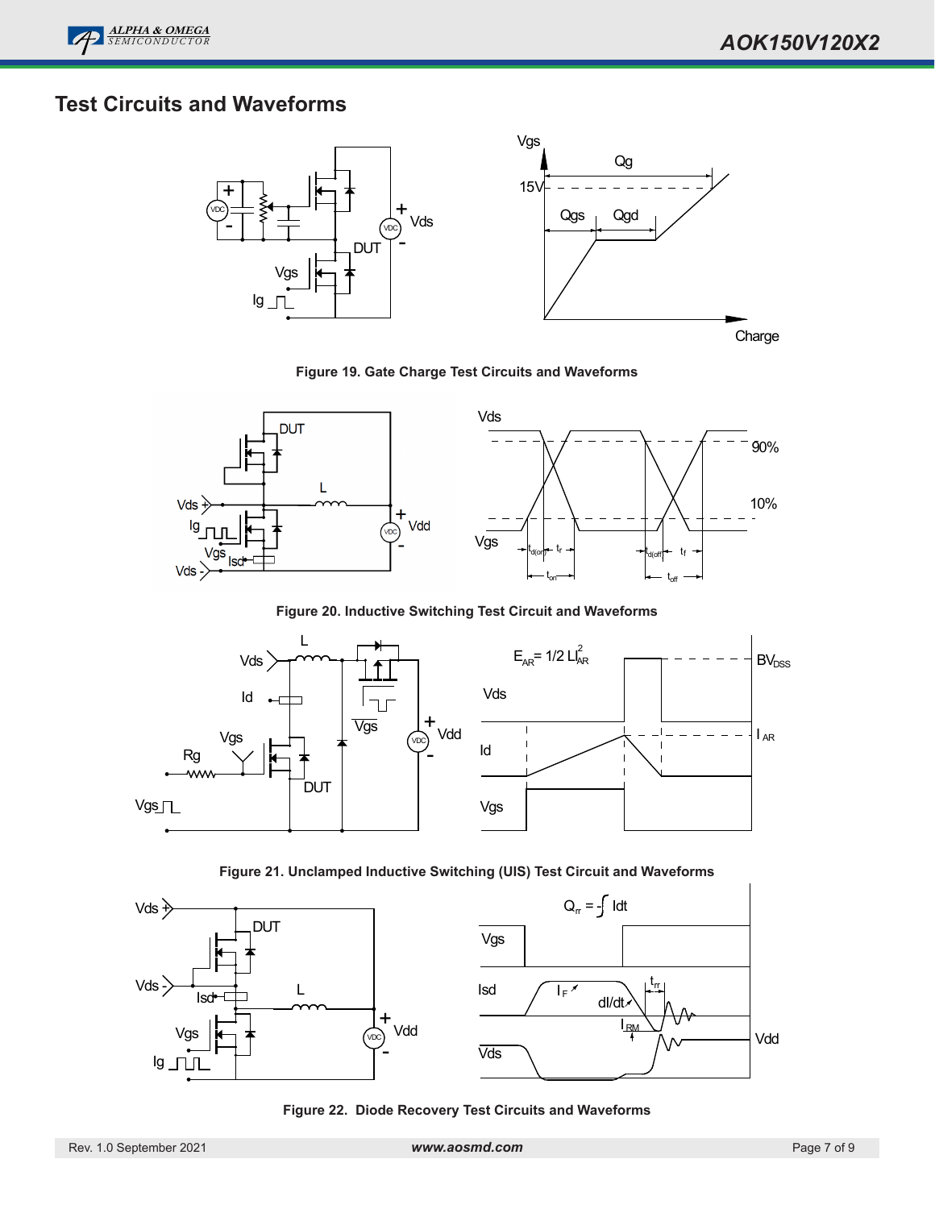## Test Circuits and Waveforms

**Figure 19. Gate Charge Test Circuits and Waveforms**

**Figure 20. Inductive Switching Test Circuit and Waveforms**

**Figure 21. Unclamped Inductive Switching (UIS) Test Circuit and Waveforms**

**Figure 22. Diode Recovery Test Circuits and Waveforms**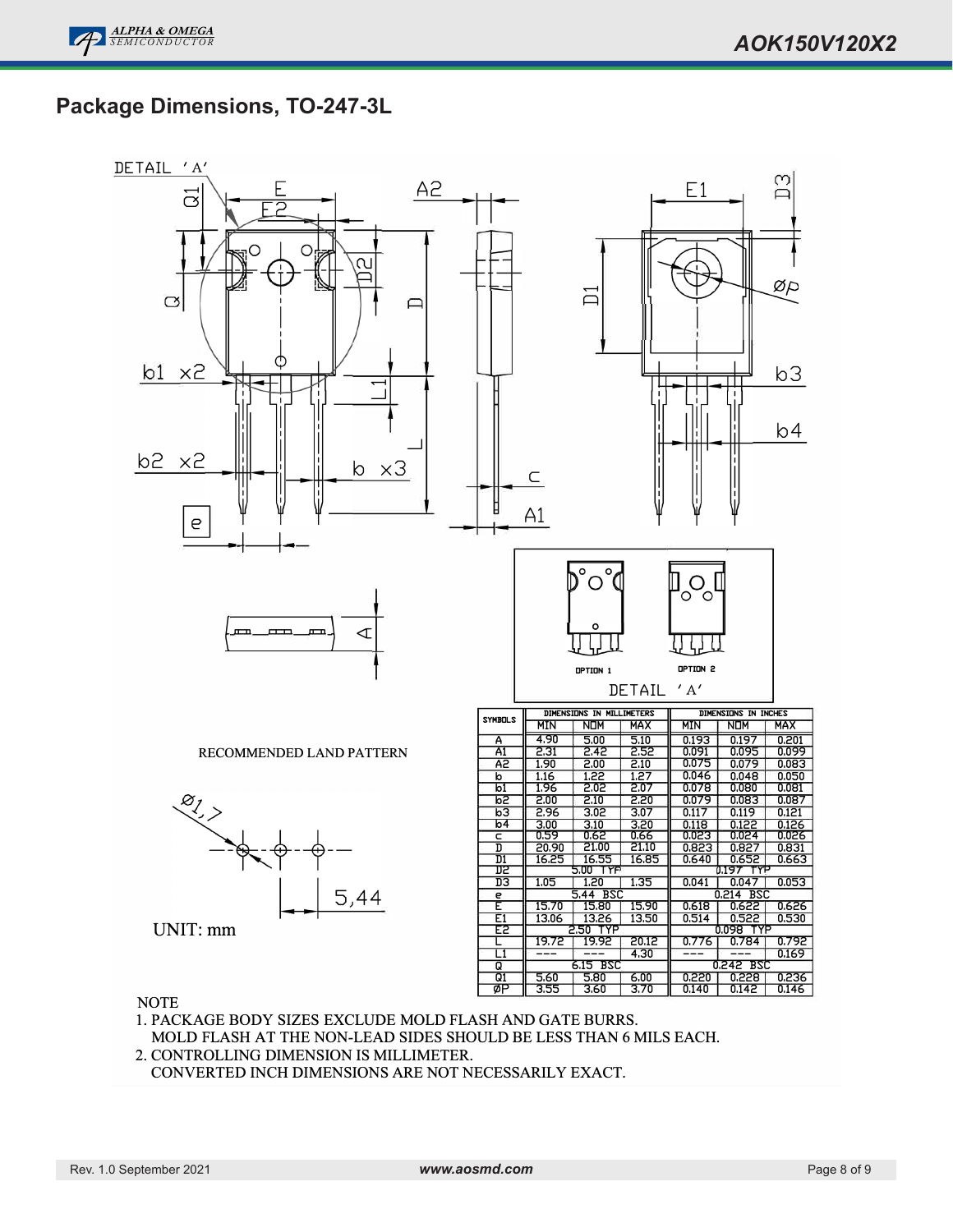## Package Dimensions, TO-247-3L

DETAIL 'A'

OPTION 1 OPTION 2

RECOMMENDED LAND PATTERN

Ø1,7

5,44

UNIT: mm

| SYMBOLS | DIMENSIONS IN MILLIMETERS | | | DIMENSIONS IN INCHES | | |
|---|---|---|---|---|---|---|
| | MIN | NOM | MAX | MIN | NOM | MAX |
| A | 4.90 | 5.00 | 5.10 | 0.193 | 0.197 | 0.201 |
| A1 | 2.31 | 2.42 | 2.52 | 0.091 | 0.095 | 0.099 |
| A2 | 1.90 | 2.00 | 2.10 | 0.075 | 0.079 | 0.083 |
| b | 1.16 | 1.22 | 1.27 | 0.046 | 0.048 | 0.050 |
| b1 | 1.96 | 2.02 | 2.07 | 0.078 | 0.080 | 0.081 |
| b2 | 2.00 | 2.10 | 2.20 | 0.079 | 0.083 | 0.087 |
| b3 | 2.96 | 3.02 | 3.07 | 0.117 | 0.119 | 0.121 |
| b4 | 3.00 | 3.10 | 3.20 | 0.118 | 0.122 | 0.126 |
| c | 0.59 | 0.62 | 0.66 | 0.023 | 0.024 | 0.026 |
| D | 20.90 | 21.00 | 21.10 | 0.823 | 0.827 | 0.831 |
| D1 | 16.25 | 16.55 | 16.85 | 0.640 | 0.652 | 0.663 |
| D2 | | 5.00 TYP | | | 0.197 TYP | |
| D3 | 1.05 | 1.20 | 1.35 | 0.041 | 0.047 | 0.053 |
| e | | 5.44 BSC | | | 0.214 BSC | |
| E | 15.70 | 15.80 | 15.90 | 0.618 | 0.622 | 0.626 |
| E1 | 13.06 | 13.26 | 13.50 | 0.514 | 0.522 | 0.530 |
| E2 | | 2.50 TYP | | | 0.098 TYP | |
| L | 19.72 | 19.92 | 20.12 | 0.776 | 0.784 | 0.792 |
| L1 | --- | --- | 4.30 | --- | --- | 0.169 |
| Q | | 6.15 BSC | | | 0.242 BSC | |
| Q1 | 5.60 | 5.80 | 6.00 | 0.220 | 0.228 | 0.236 |
| ØP | 3.55 | 3.60 | 3.70 | 0.140 | 0.142 | 0.146 |

NOTE

1. PACKAGE BODY SIZES EXCLUDE MOLD FLASH AND GATE BURRS.
   MOLD FLASH AT THE NON-LEAD SIDES SHOULD BE LESS THAN 6 MILS EACH.
2. CONTROLLING DIMENSION IS MILLIMETER.
   CONVERTED INCH DIMENSIONS ARE NOT NECESSARILY EXACT.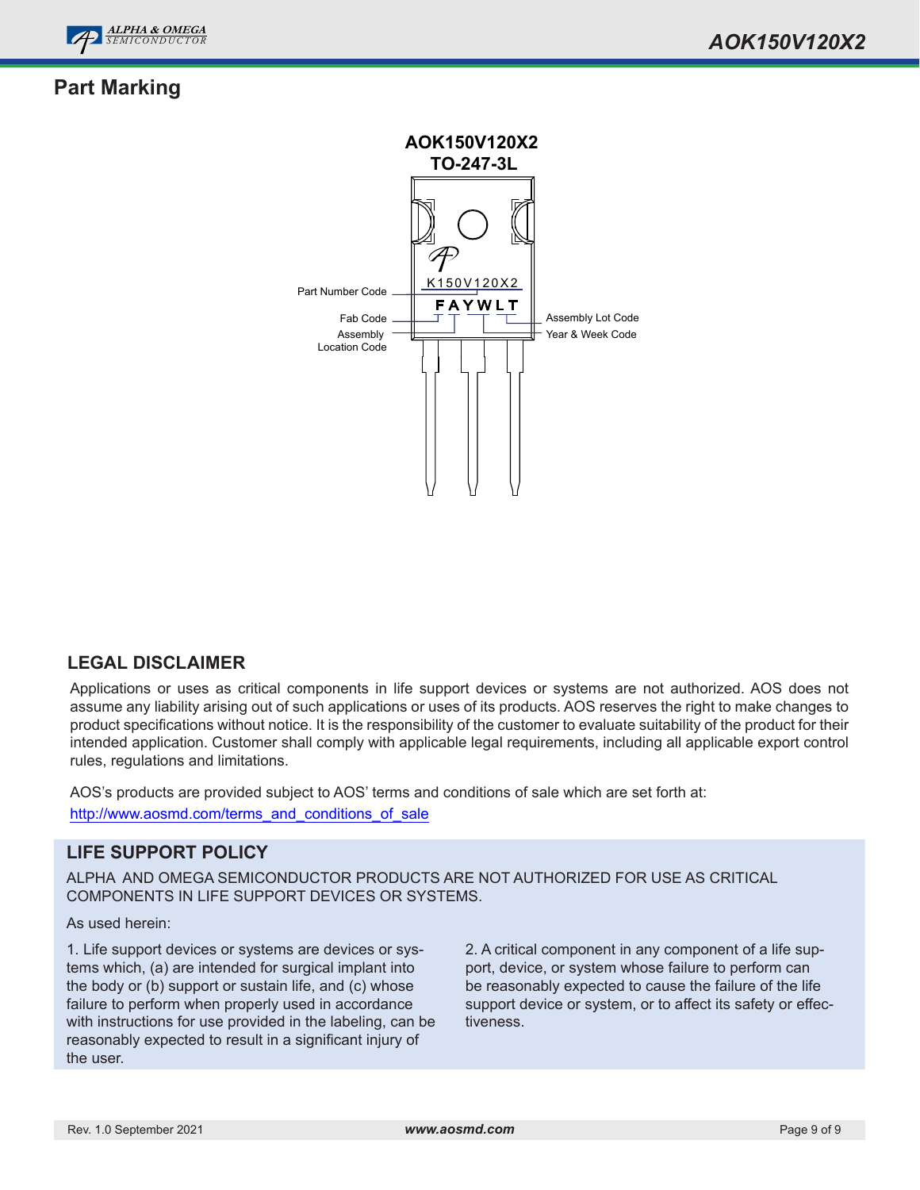## Part Marking

AOK150V120X2
TO-247-3L

K150V120X2
FAYWLT

Part Number Code
Fab Code
Assembly Location Code
Assembly Lot Code
Year & Week Code

### LEGAL DISCLAIMER

Applications or uses as critical components in life support devices or systems are not authorized. AOS does not assume any liability arising out of such applications or uses of its products. AOS reserves the right to make changes to product specifications without notice. It is the responsibility of the customer to evaluate suitability of the product for their intended application. Customer shall comply with applicable legal requirements, including all applicable export control rules, regulations and limitations.

AOS's products are provided subject to AOS' terms and conditions of sale which are set forth at:
http://www.aosmd.com/terms_and_conditions_of_sale

### LIFE SUPPORT POLICY

ALPHA AND OMEGA SEMICONDUCTOR PRODUCTS ARE NOT AUTHORIZED FOR USE AS CRITICAL COMPONENTS IN LIFE SUPPORT DEVICES OR SYSTEMS.

As used herein:

1. Life support devices or systems are devices or systems which, (a) are intended for surgical implant into the body or (b) support or sustain life, and (c) whose failure to perform when properly used in accordance with instructions for use provided in the labeling, can be reasonably expected to result in a significant injury of the user.

2. A critical component in any component of a life support, device, or system whose failure to perform can be reasonably expected to cause the failure of the life support device or system, or to affect its safety or effectiveness.

Rev. 1.0 September 2021 www.aosmd.com